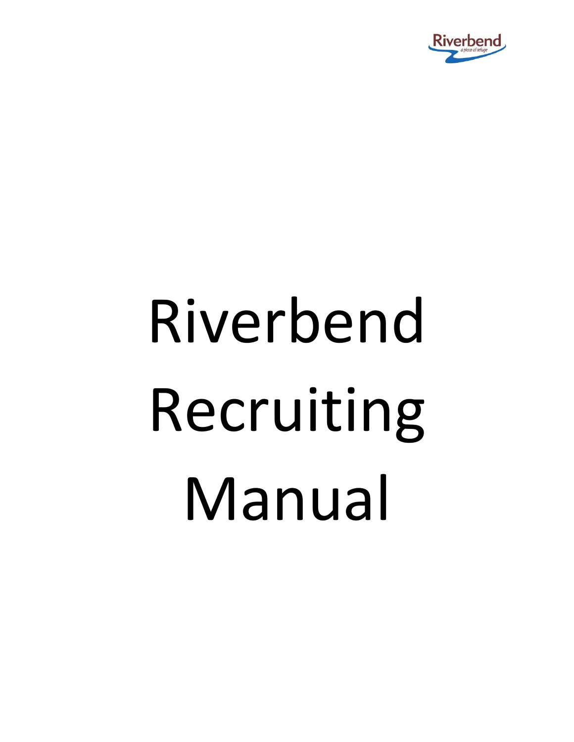Riverbend

*a place of refuge*

# Riverbend Recruiting Manual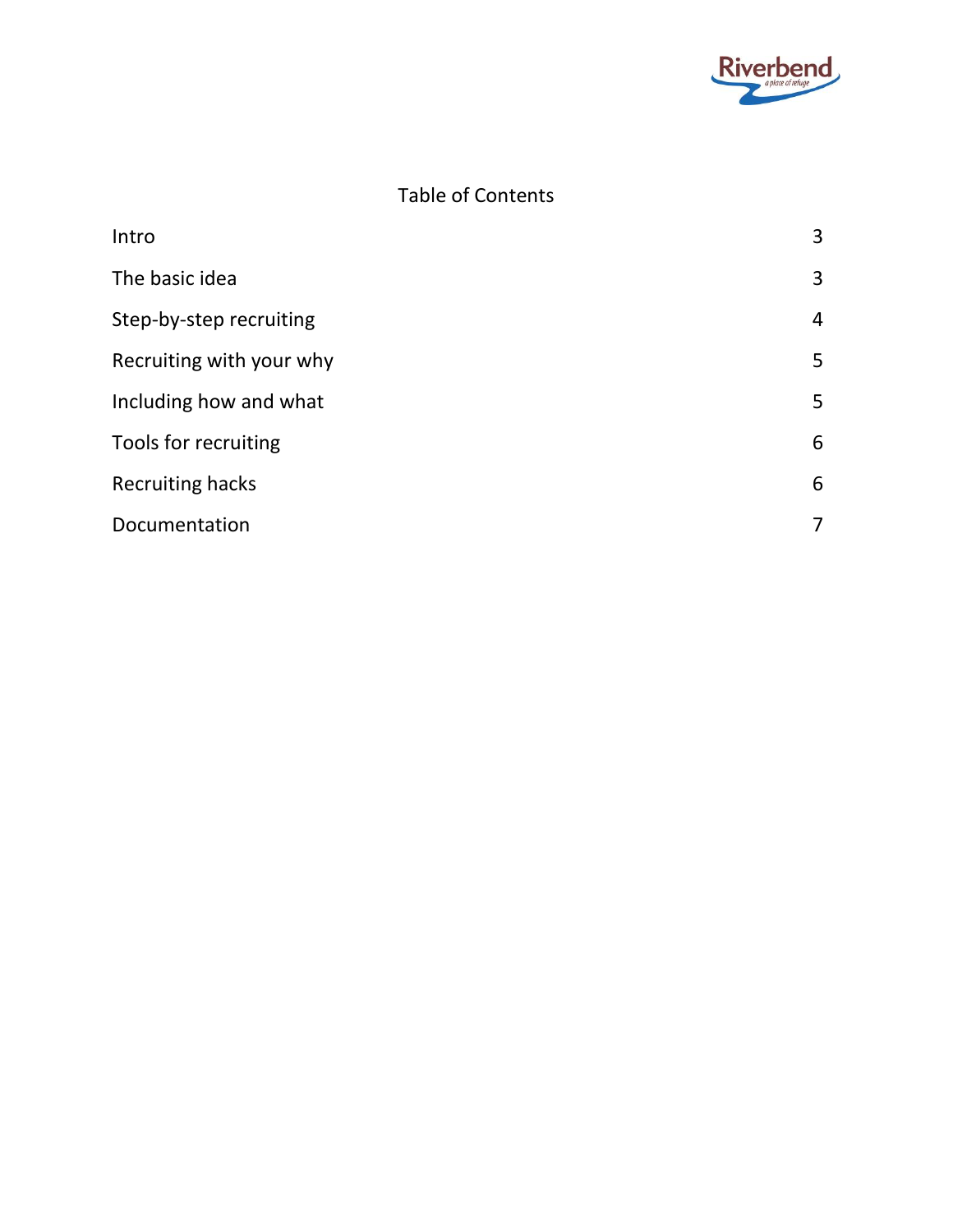# Table of Contents

| | |
|---|---|
| Intro | 3 |
| The basic idea | 3 |
| Step-by-step recruiting | 4 |
| Recruiting with your why | 5 |
| Including how and what | 5 |
| Tools for recruiting | 6 |
| Recruiting hacks | 6 |
| Documentation | 7 |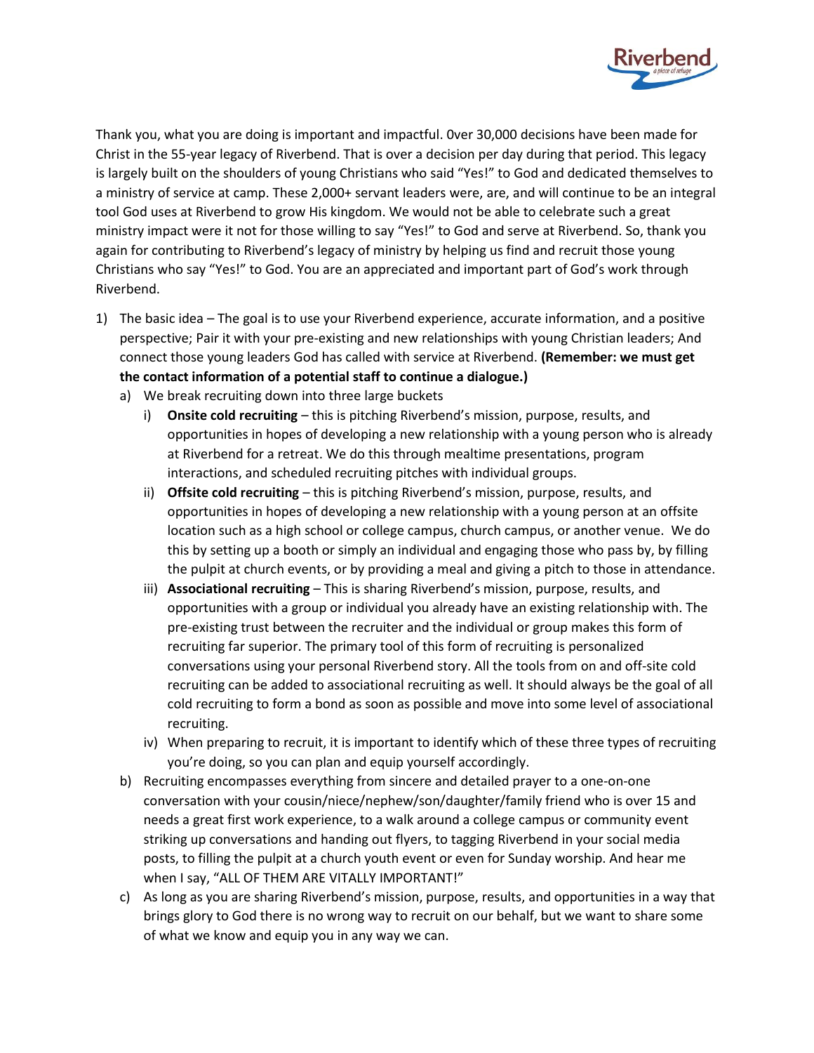Thank you, what you are doing is important and impactful. 0ver 30,000 decisions have been made for Christ in the 55-year legacy of Riverbend. That is over a decision per day during that period. This legacy is largely built on the shoulders of young Christians who said "Yes!" to God and dedicated themselves to a ministry of service at camp. These 2,000+ servant leaders were, are, and will continue to be an integral tool God uses at Riverbend to grow His kingdom. We would not be able to celebrate such a great ministry impact were it not for those willing to say "Yes!" to God and serve at Riverbend. So, thank you again for contributing to Riverbend's legacy of ministry by helping us find and recruit those young Christians who say "Yes!" to God. You are an appreciated and important part of God's work through Riverbend.

1) The basic idea – The goal is to use your Riverbend experience, accurate information, and a positive perspective; Pair it with your pre-existing and new relationships with young Christian leaders; And connect those young leaders God has called with service at Riverbend. **(Remember: we must get the contact information of a potential staff to continue a dialogue.)**
   a) We break recruiting down into three large buckets
      i) **Onsite cold recruiting** – this is pitching Riverbend's mission, purpose, results, and opportunities in hopes of developing a new relationship with a young person who is already at Riverbend for a retreat. We do this through mealtime presentations, program interactions, and scheduled recruiting pitches with individual groups.
      ii) **Offsite cold recruiting** – this is pitching Riverbend's mission, purpose, results, and opportunities in hopes of developing a new relationship with a young person at an offsite location such as a high school or college campus, church campus, or another venue. We do this by setting up a booth or simply an individual and engaging those who pass by, by filling the pulpit at church events, or by providing a meal and giving a pitch to those in attendance.
      iii) **Associational recruiting** – This is sharing Riverbend's mission, purpose, results, and opportunities with a group or individual you already have an existing relationship with. The pre-existing trust between the recruiter and the individual or group makes this form of recruiting far superior. The primary tool of this form of recruiting is personalized conversations using your personal Riverbend story. All the tools from on and off-site cold recruiting can be added to associational recruiting as well. It should always be the goal of all cold recruiting to form a bond as soon as possible and move into some level of associational recruiting.
      iv) When preparing to recruit, it is important to identify which of these three types of recruiting you're doing, so you can plan and equip yourself accordingly.
   b) Recruiting encompasses everything from sincere and detailed prayer to a one-on-one conversation with your cousin/niece/nephew/son/daughter/family friend who is over 15 and needs a great first work experience, to a walk around a college campus or community event striking up conversations and handing out flyers, to tagging Riverbend in your social media posts, to filling the pulpit at a church youth event or even for Sunday worship. And hear me when I say, "ALL OF THEM ARE VITALLY IMPORTANT!"
   c) As long as you are sharing Riverbend's mission, purpose, results, and opportunities in a way that brings glory to God there is no wrong way to recruit on our behalf, but we want to share some of what we know and equip you in any way we can.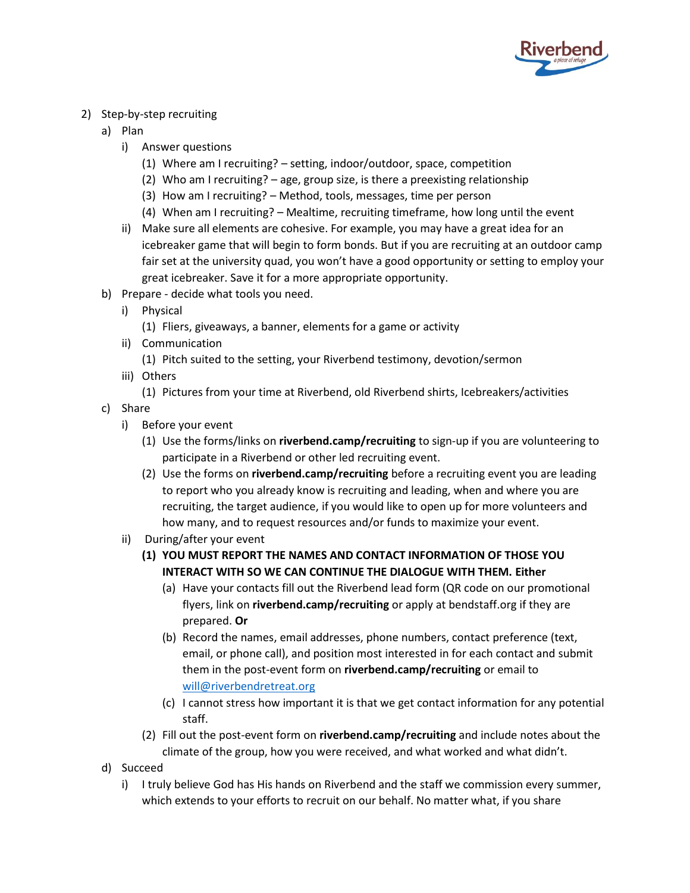2) Step-by-step recruiting
   a) Plan
      i) Answer questions
         (1) Where am I recruiting? – setting, indoor/outdoor, space, competition
         (2) Who am I recruiting? – age, group size, is there a preexisting relationship
         (3) How am I recruiting? – Method, tools, messages, time per person
         (4) When am I recruiting? – Mealtime, recruiting timeframe, how long until the event
      ii) Make sure all elements are cohesive. For example, you may have a great idea for an icebreaker game that will begin to form bonds. But if you are recruiting at an outdoor camp fair set at the university quad, you won't have a good opportunity or setting to employ your great icebreaker. Save it for a more appropriate opportunity.
   b) Prepare - decide what tools you need.
      i) Physical
         (1) Fliers, giveaways, a banner, elements for a game or activity
      ii) Communication
         (1) Pitch suited to the setting, your Riverbend testimony, devotion/sermon
      iii) Others
         (1) Pictures from your time at Riverbend, old Riverbend shirts, Icebreakers/activities
   c) Share
      i) Before your event
         (1) Use the forms/links on **riverbend.camp/recruiting** to sign-up if you are volunteering to participate in a Riverbend or other led recruiting event.
         (2) Use the forms on **riverbend.camp/recruiting** before a recruiting event you are leading to report who you already know is recruiting and leading, when and where you are recruiting, the target audience, if you would like to open up for more volunteers and how many, and to request resources and/or funds to maximize your event.
      ii) During/after your event
         **(1) YOU MUST REPORT THE NAMES AND CONTACT INFORMATION OF THOSE YOU INTERACT WITH SO WE CAN CONTINUE THE DIALOGUE WITH THEM. Either**
            (a) Have your contacts fill out the Riverbend lead form (QR code on our promotional flyers, link on **riverbend.camp/recruiting** or apply at bendstaff.org if they are prepared. **Or**
            (b) Record the names, email addresses, phone numbers, contact preference (text, email, or phone call), and position most interested in for each contact and submit them in the post-event form on **riverbend.camp/recruiting** or email to will@riverbendretreat.org
            (c) I cannot stress how important it is that we get contact information for any potential staff.
         (2) Fill out the post-event form on **riverbend.camp/recruiting** and include notes about the climate of the group, how you were received, and what worked and what didn't.
   d) Succeed
      i) I truly believe God has His hands on Riverbend and the staff we commission every summer, which extends to your efforts to recruit on our behalf. No matter what, if you share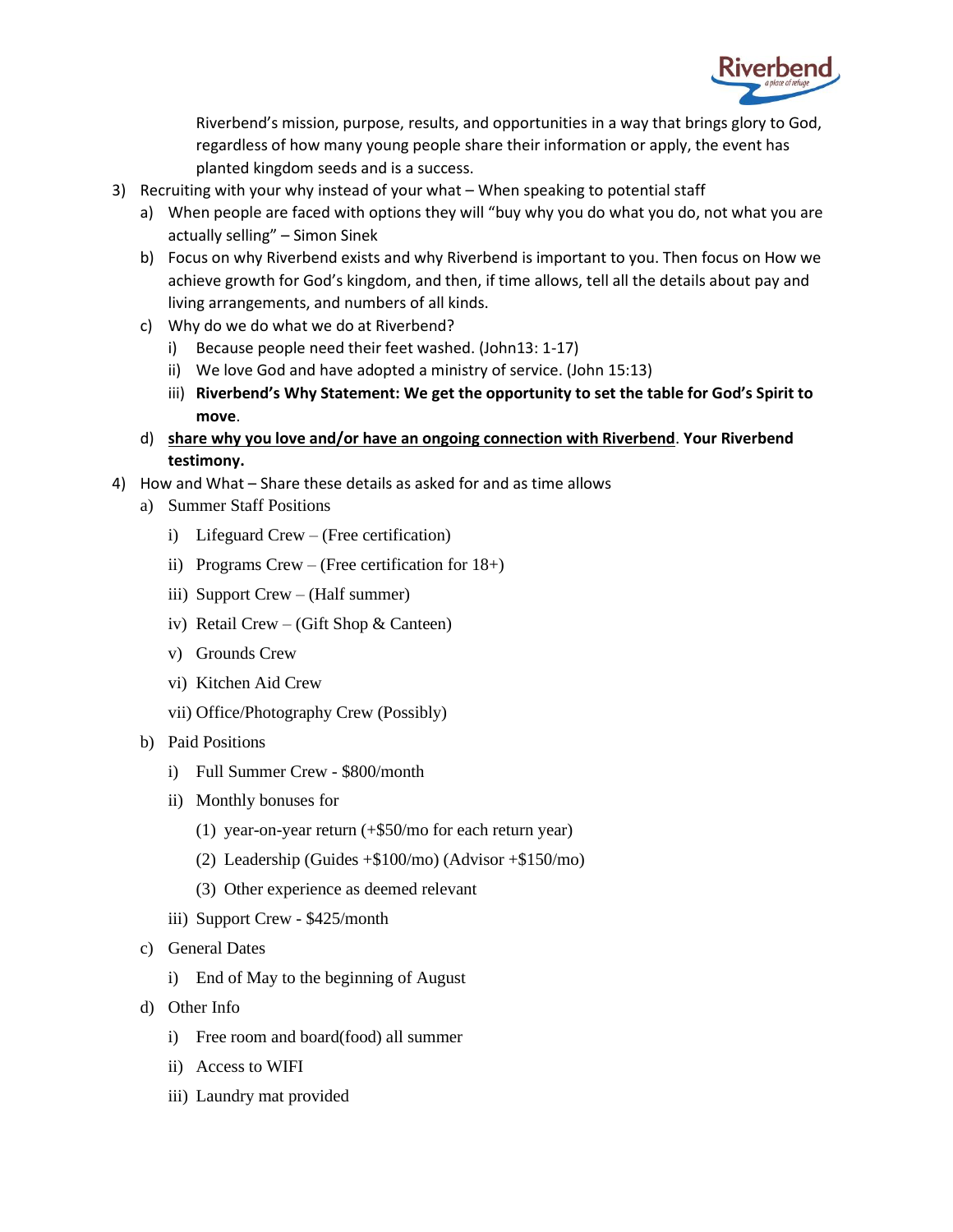Riverbend's mission, purpose, results, and opportunities in a way that brings glory to God, regardless of how many young people share their information or apply, the event has planted kingdom seeds and is a success.

3) Recruiting with your why instead of your what – When speaking to potential staff
   a) When people are faced with options they will "buy why you do what you do, not what you are actually selling" – Simon Sinek
   b) Focus on why Riverbend exists and why Riverbend is important to you. Then focus on How we achieve growth for God's kingdom, and then, if time allows, tell all the details about pay and living arrangements, and numbers of all kinds.
   c) Why do we do what we do at Riverbend?
      i) Because people need their feet washed. (John13: 1-17)
      ii) We love God and have adopted a ministry of service. (John 15:13)
      iii) **Riverbend's Why Statement: We get the opportunity to set the table for God's Spirit to move**.
   d) **<u>share why you love and/or have an ongoing connection with Riverbend</u>**. **Your Riverbend testimony.**
4) How and What – Share these details as asked for and as time allows
   a) Summer Staff Positions
      i) Lifeguard Crew – (Free certification)
      ii) Programs Crew – (Free certification for 18+)
      iii) Support Crew – (Half summer)
      iv) Retail Crew – (Gift Shop & Canteen)
      v) Grounds Crew
      vi) Kitchen Aid Crew
      vii) Office/Photography Crew (Possibly)
   b) Paid Positions
      i) Full Summer Crew - $800/month
      ii) Monthly bonuses for
         (1) year-on-year return (+$50/mo for each return year)
         (2) Leadership (Guides +$100/mo) (Advisor +$150/mo)
         (3) Other experience as deemed relevant
      iii) Support Crew - $425/month
   c) General Dates
      i) End of May to the beginning of August
   d) Other Info
      i) Free room and board(food) all summer
      ii) Access to WIFI
      iii) Laundry mat provided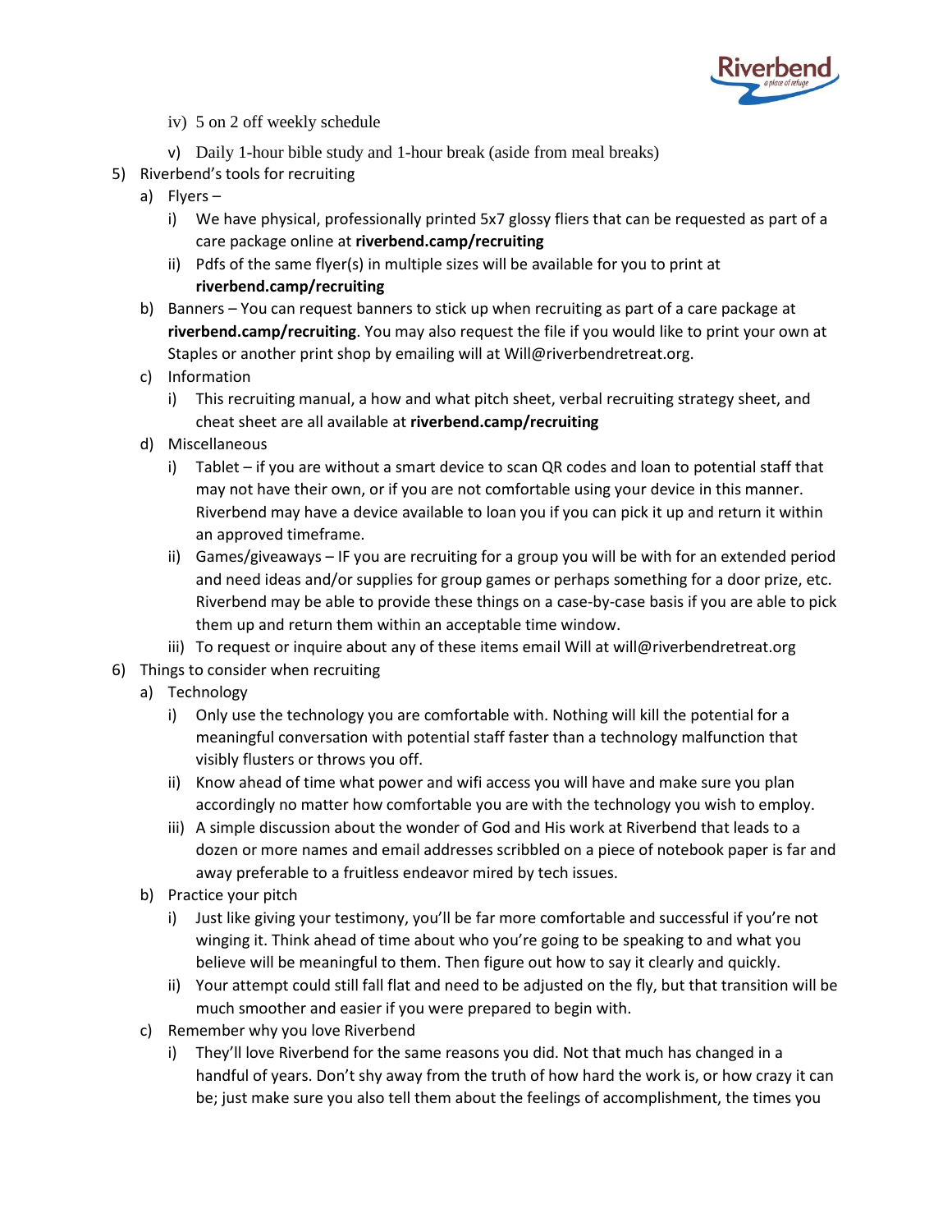iv) 5 on 2 off weekly schedule

v) Daily 1-hour bible study and 1-hour break (aside from meal breaks)

5) Riverbend's tools for recruiting
   a) Flyers –
      i) We have physical, professionally printed 5x7 glossy fliers that can be requested as part of a care package online at **riverbend.camp/recruiting**
      ii) Pdfs of the same flyer(s) in multiple sizes will be available for you to print at **riverbend.camp/recruiting**
   b) Banners – You can request banners to stick up when recruiting as part of a care package at **riverbend.camp/recruiting**. You may also request the file if you would like to print your own at Staples or another print shop by emailing will at Will@riverbendretreat.org.
   c) Information
      i) This recruiting manual, a how and what pitch sheet, verbal recruiting strategy sheet, and cheat sheet are all available at **riverbend.camp/recruiting**
   d) Miscellaneous
      i) Tablet – if you are without a smart device to scan QR codes and loan to potential staff that may not have their own, or if you are not comfortable using your device in this manner. Riverbend may have a device available to loan you if you can pick it up and return it within an approved timeframe.
      ii) Games/giveaways – IF you are recruiting for a group you will be with for an extended period and need ideas and/or supplies for group games or perhaps something for a door prize, etc. Riverbend may be able to provide these things on a case-by-case basis if you are able to pick them up and return them within an acceptable time window.
      iii) To request or inquire about any of these items email Will at will@riverbendretreat.org

6) Things to consider when recruiting
   a) Technology
      i) Only use the technology you are comfortable with. Nothing will kill the potential for a meaningful conversation with potential staff faster than a technology malfunction that visibly flusters or throws you off.
      ii) Know ahead of time what power and wifi access you will have and make sure you plan accordingly no matter how comfortable you are with the technology you wish to employ.
      iii) A simple discussion about the wonder of God and His work at Riverbend that leads to a dozen or more names and email addresses scribbled on a piece of notebook paper is far and away preferable to a fruitless endeavor mired by tech issues.
   b) Practice your pitch
      i) Just like giving your testimony, you'll be far more comfortable and successful if you're not winging it. Think ahead of time about who you're going to be speaking to and what you believe will be meaningful to them. Then figure out how to say it clearly and quickly.
      ii) Your attempt could still fall flat and need to be adjusted on the fly, but that transition will be much smoother and easier if you were prepared to begin with.
   c) Remember why you love Riverbend
      i) They'll love Riverbend for the same reasons you did. Not that much has changed in a handful of years. Don't shy away from the truth of how hard the work is, or how crazy it can be; just make sure you also tell them about the feelings of accomplishment, the times you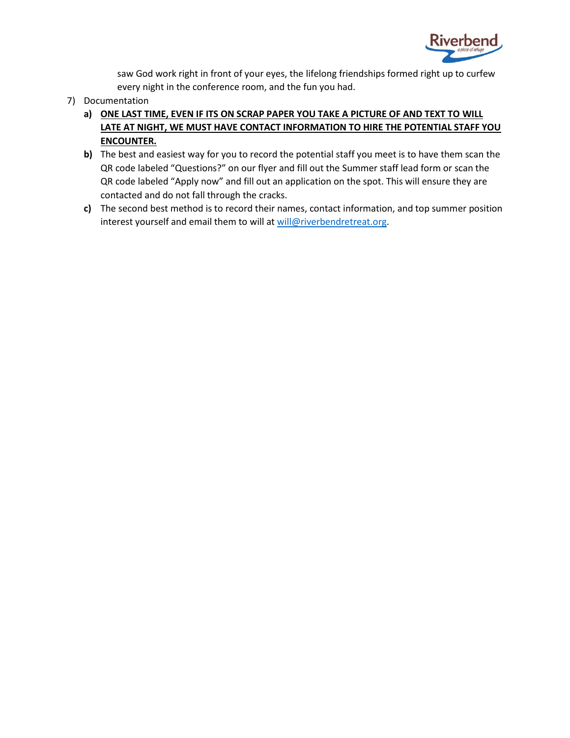saw God work right in front of your eyes, the lifelong friendships formed right up to curfew every night in the conference room, and the fun you had.

7) Documentation
   a) **<u>ONE LAST TIME, EVEN IF ITS ON SCRAP PAPER YOU TAKE A PICTURE OF AND TEXT TO WILL LATE AT NIGHT, WE MUST HAVE CONTACT INFORMATION TO HIRE THE POTENTIAL STAFF YOU ENCOUNTER.</u>**
   b) The best and easiest way for you to record the potential staff you meet is to have them scan the QR code labeled "Questions?" on our flyer and fill out the Summer staff lead form or scan the QR code labeled "Apply now" and fill out an application on the spot. This will ensure they are contacted and do not fall through the cracks.
   c) The second best method is to record their names, contact information, and top summer position interest yourself and email them to will at [will@riverbendretreat.org](mailto:will@riverbendretreat.org).